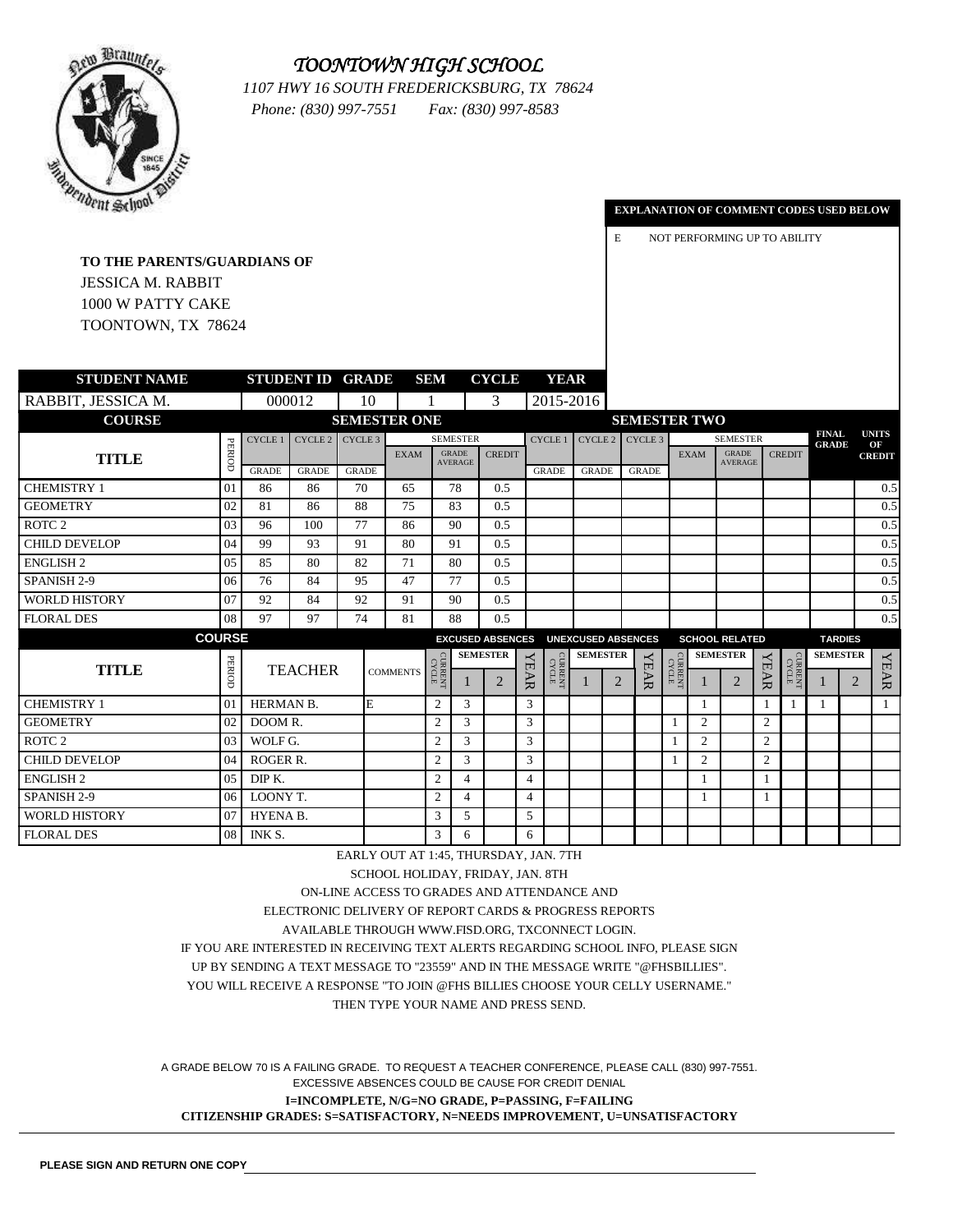# *TOONTOWN HIGH SCHOOL*

*1107 HWY 16 SOUTH FREDERICKSBURG, TX 78624*

*Phone: (830) 997-7551 Fax: (830) 997-8583*

**EXPLANATION OF COMMENT CODES USED BELOW**

E NOT PERFORMING UP TO ABILITY

**TO THE PARENTS/GUARDIANS OF**
JESSICA M. RABBIT
1000 W PATTY CAKE
TOONTOWN, TX 78624

| STUDENT NAME | STUDENT ID | GRADE | SEM | CYCLE | YEAR |
|---|---|---|---|---|---|
| RABBIT, JESSICA M. | 000012 | 10 | 1 | 3 | 2015-2016 |

| COURSE | | SEMESTER ONE | | | | | | SEMESTER TWO | | | | | | | |
|---|---|---|---|---|---|---|---|---|---|---|---|---|---|---|---|
| TITLE | PERIOD | CYCLE 1 GRADE | CYCLE 2 GRADE | CYCLE 3 GRADE | SEMESTER EXAM | SEMESTER GRADE AVERAGE | SEMESTER CREDIT | CYCLE 1 GRADE | CYCLE 2 GRADE | CYCLE 3 GRADE | SEMESTER EXAM | SEMESTER GRADE AVERAGE | SEMESTER CREDIT | FINAL GRADE | UNITS OF CREDIT |
| CHEMISTRY 1 | 01 | 86 | 86 | 70 | 65 | 78 | 0.5 | | | | | | | | 0.5 |
| GEOMETRY | 02 | 81 | 86 | 88 | 75 | 83 | 0.5 | | | | | | | | 0.5 |
| ROTC 2 | 03 | 96 | 100 | 77 | 86 | 90 | 0.5 | | | | | | | | 0.5 |
| CHILD DEVELOP | 04 | 99 | 93 | 91 | 80 | 91 | 0.5 | | | | | | | | 0.5 |
| ENGLISH 2 | 05 | 85 | 80 | 82 | 71 | 80 | 0.5 | | | | | | | | 0.5 |
| SPANISH 2-9 | 06 | 76 | 84 | 95 | 47 | 77 | 0.5 | | | | | | | | 0.5 |
| WORLD HISTORY | 07 | 92 | 84 | 92 | 91 | 90 | 0.5 | | | | | | | | 0.5 |
| FLORAL DES | 08 | 97 | 97 | 74 | 81 | 88 | 0.5 | | | | | | | | 0.5 |

| COURSE | | | | EXCUSED ABSENCES | | | | UNEXCUSED ABSENCES | | | | SCHOOL RELATED | | | | TARDIES | | | |
|---|---|---|---|---|---|---|---|---|---|---|---|---|---|---|---|---|---|---|---|
| TITLE | PERIOD | TEACHER | COMMENTS | CURRENT CYCLE | SEMESTER 1 | SEMESTER 2 | YEAR | CURRENT CYCLE | SEMESTER 1 | SEMESTER 2 | YEAR | CURRENT CYCLE | SEMESTER 1 | SEMESTER 2 | YEAR | CURRENT CYCLE | SEMESTER 1 | SEMESTER 2 | YEAR |
| CHEMISTRY 1 | 01 | HERMAN B. | E | 2 | 3 | | 3 | | | | | | 1 | | 1 | 1 | 1 | | 1 |
| GEOMETRY | 02 | DOOM R. | | 2 | 3 | | 3 | | | | | 1 | 2 | | 2 | | | | |
| ROTC 2 | 03 | WOLF G. | | 2 | 3 | | 3 | | | | | 1 | 2 | | 2 | | | | |
| CHILD DEVELOP | 04 | ROGER R. | | 2 | 3 | | 3 | | | | | 1 | 2 | | 2 | | | | |
| ENGLISH 2 | 05 | DIP K. | | 2 | 4 | | 4 | | | | | | 1 | | 1 | | | | |
| SPANISH 2-9 | 06 | LOONY T. | | 2 | 4 | | 4 | | | | | | 1 | | 1 | | | | |
| WORLD HISTORY | 07 | HYENA B. | | 3 | 5 | | 5 | | | | | | | | | | | | |
| FLORAL DES | 08 | INK S. | | 3 | 6 | | 6 | | | | | | | | | | | | |

EARLY OUT AT 1:45, THURSDAY, JAN. 7TH
SCHOOL HOLIDAY, FRIDAY, JAN. 8TH
ON-LINE ACCESS TO GRADES AND ATTENDANCE AND
ELECTRONIC DELIVERY OF REPORT CARDS & PROGRESS REPORTS
AVAILABLE THROUGH WWW.FISD.ORG, TXCONNECT LOGIN.
IF YOU ARE INTERESTED IN RECEIVING TEXT ALERTS REGARDING SCHOOL INFO, PLEASE SIGN
UP BY SENDING A TEXT MESSAGE TO "23559" AND IN THE MESSAGE WRITE "@FHSBILLIES".
YOU WILL RECEIVE A RESPONSE "TO JOIN @FHS BILLIES CHOOSE YOUR CELLY USERNAME."
THEN TYPE YOUR NAME AND PRESS SEND.

A GRADE BELOW 70 IS A FAILING GRADE. TO REQUEST A TEACHER CONFERENCE, PLEASE CALL (830) 997-7551.
EXCESSIVE ABSENCES COULD BE CAUSE FOR CREDIT DENIAL

**I=INCOMPLETE, N/G=NO GRADE, P=PASSING, F=FAILING**

**CITIZENSHIP GRADES: S=SATISFACTORY, N=NEEDS IMPROVEMENT, U=UNSATISFACTORY**

**PLEASE SIGN AND RETURN ONE COPY** ______________________________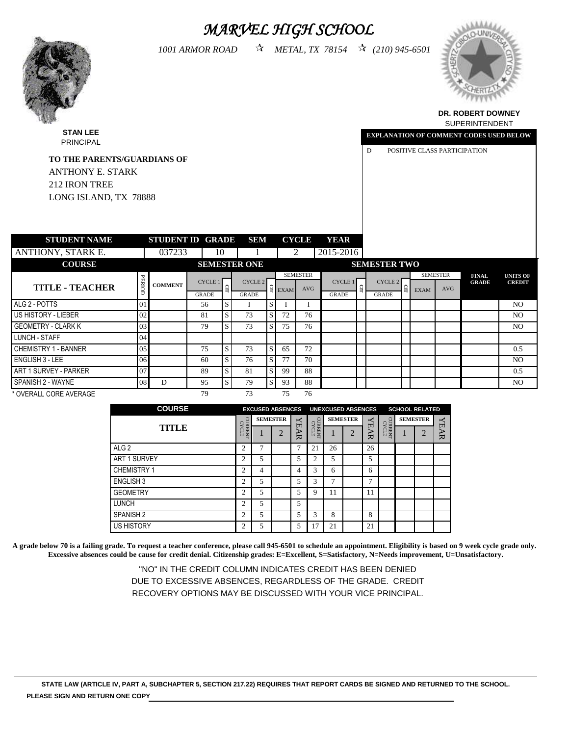# *MARVEL HIGH SCHOOL*

*1001 ARMOR ROAD ☆ METAL, TX 78154 ☆ (210) 945-6501*

**DR. ROBERT DOWNEY**
SUPERINTENDENT

**STAN LEE**
PRINCIPAL

**TO THE PARENTS/GUARDIANS OF**
ANTHONY E. STARK
212 IRON TREE
LONG ISLAND, TX 78888

**EXPLANATION OF COMMENT CODES USED BELOW**

D POSITIVE CLASS PARTICIPATION

| STUDENT NAME | STUDENT ID | GRADE | SEM | CYCLE | YEAR |
|---|---|---|---|---|---|
| ANTHONY, STARK E. | 037233 | 10 | 1 | 2 | 2015-2016 |

| COURSE | | | SEMESTER ONE | | | | | | SEMESTER TWO | | | | | | | |
|---|---|---|---|---|---|---|---|---|---|---|---|---|---|---|---|---|
| TITLE - TEACHER | PERIOD | COMMENT | CYCLE 1 GRADE | CIT | CYCLE 2 GRADE | CIT | SEMESTER EXAM | SEMESTER AVG | CYCLE 1 GRADE | CIT | CYCLE 2 GRADE | CIT | SEMESTER EXAM | SEMESTER AVG | FINAL GRADE | UNITS OF CREDIT |
| ALG 2 - POTTS | 01 | | 56 | S | I | S | I | I | | | | | | | | NO |
| US HISTORY - LIEBER | 02 | | 81 | S | 73 | S | 72 | 76 | | | | | | | | NO |
| GEOMETRY - CLARK K | 03 | | 79 | S | 73 | S | 75 | 76 | | | | | | | | NO |
| LUNCH - STAFF | 04 | | | | | | | | | | | | | | | |
| CHEMISTRY 1 - BANNER | 05 | | 75 | S | 73 | S | 65 | 72 | | | | | | | | 0.5 |
| ENGLISH 3 - LEE | 06 | | 60 | S | 76 | S | 77 | 70 | | | | | | | | NO |
| ART 1 SURVEY - PARKER | 07 | | 89 | S | 81 | S | 99 | 88 | | | | | | | | 0.5 |
| SPANISH 2 - WAYNE | 08 | D | 95 | S | 79 | S | 93 | 88 | | | | | | | | NO |
| * OVERALL CORE AVERAGE | | | 79 | | 73 | | 75 | 76 | | | | | | | | |

| COURSE | EXCUSED ABSENCES | | | | UNEXCUSED ABSENCES | | | | SCHOOL RELATED | | | |
|---|---|---|---|---|---|---|---|---|---|---|---|---|
| TITLE | CURRENT CYCLE | SEMESTER 1 | SEMESTER 2 | YEAR | CURRENT CYCLE | SEMESTER 1 | SEMESTER 2 | YEAR | CURRENT CYCLE | SEMESTER 1 | SEMESTER 2 | YEAR |
| ALG 2 | 2 | 7 | | 7 | 21 | 26 | | 26 | | | | |
| ART 1 SURVEY | 2 | 5 | | 5 | 2 | 5 | | 5 | | | | |
| CHEMISTRY 1 | 2 | 4 | | 4 | 3 | 6 | | 6 | | | | |
| ENGLISH 3 | 2 | 5 | | 5 | 3 | 7 | | 7 | | | | |
| GEOMETRY | 2 | 5 | | 5 | 9 | 11 | | 11 | | | | |
| LUNCH | 2 | 5 | | 5 | | | | | | | | |
| SPANISH 2 | 2 | 5 | | 5 | 3 | 8 | | 8 | | | | |
| US HISTORY | 2 | 5 | | 5 | 17 | 21 | | 21 | | | | |

**A grade below 70 is a failing grade. To request a teacher conference, please call 945-6501 to schedule an appointment. Eligibility is based on 9 week cycle grade only. Excessive absences could be cause for credit denial. Citizenship grades: E=Excellent, S=Satisfactory, N=Needs improvement, U=Unsatisfactory.**

"NO" IN THE CREDIT COLUMN INDICATES CREDIT HAS BEEN DENIED DUE TO EXCESSIVE ABSENCES, REGARDLESS OF THE GRADE. CREDIT RECOVERY OPTIONS MAY BE DISCUSSED WITH YOUR VICE PRINCIPAL.

**STATE LAW (ARTICLE IV, PART A, SUBCHAPTER 5, SECTION 217.22) REQUIRES THAT REPORT CARDS BE SIGNED AND RETURNED TO THE SCHOOL.**

**PLEASE SIGN AND RETURN ONE COPY** ______________________________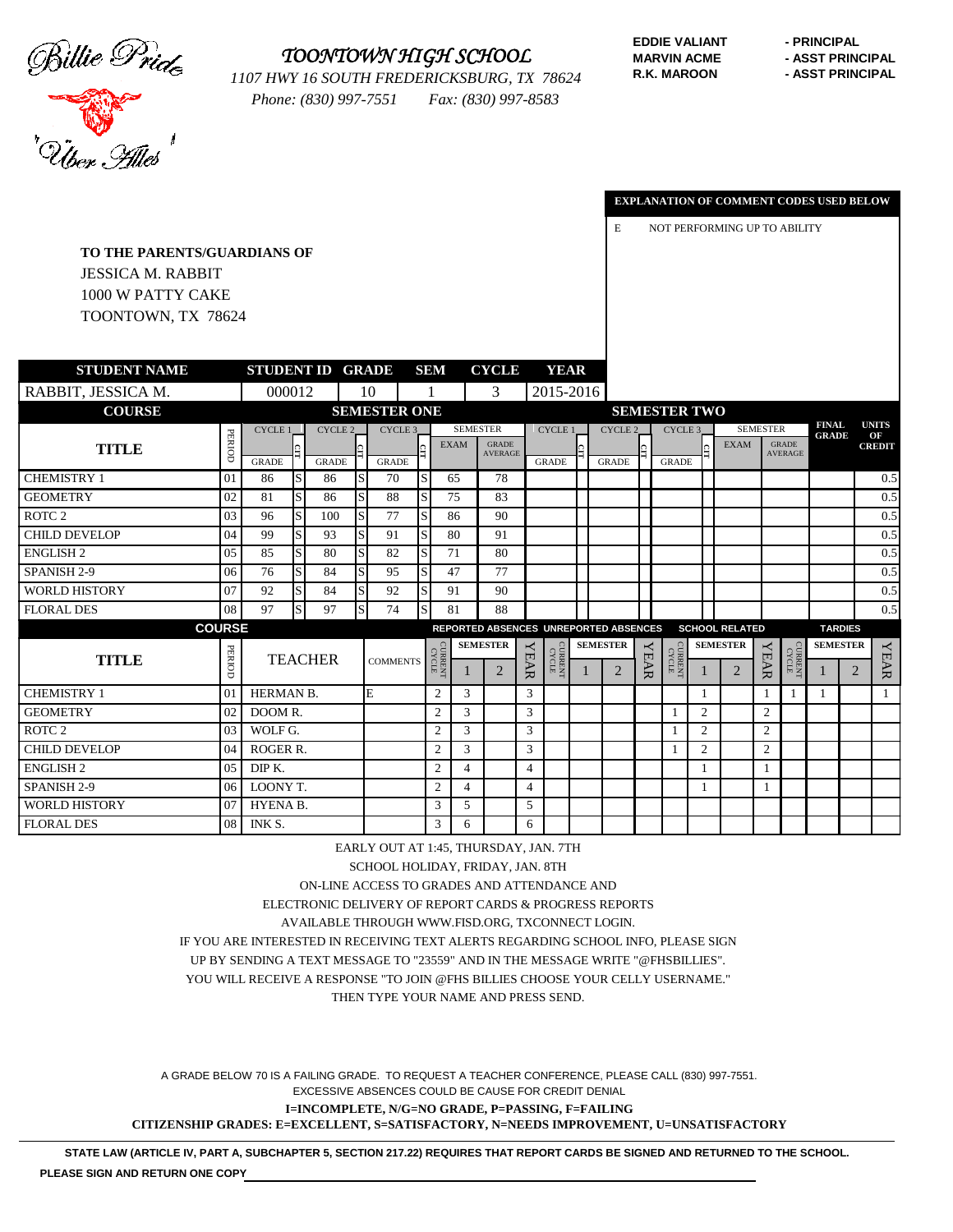Billie Pride

'Uber Alles'

# TOONTOWN HIGH SCHOOL

*1107 HWY 16 SOUTH FREDERICKSBURG, TX 78624*

*Phone: (830) 997-7551 Fax: (830) 997-8583*

EDDIE VALIANT - PRINCIPAL
MARVIN ACME - ASST PRINCIPAL
R.K. MAROON - ASST PRINCIPAL

**EXPLANATION OF COMMENT CODES USED BELOW**

E NOT PERFORMING UP TO ABILITY

**TO THE PARENTS/GUARDIANS OF**
JESSICA M. RABBIT
1000 W PATTY CAKE
TOONTOWN, TX 78624

| STUDENT NAME | STUDENT ID | GRADE | SEM | CYCLE | YEAR |
|---|---|---|---|---|---|
| RABBIT, JESSICA M. | 000012 | 10 | 1 | 3 | 2015-2016 |

| COURSE | | SEMESTER ONE | | | | | | | | SEMESTER TWO | | | | | | | | | |
|---|---|---|---|---|---|---|---|---|---|---|---|---|---|---|---|---|---|---|---|
| TITLE | PERIOD | CYCLE 1 GRADE | CIT | CYCLE 2 GRADE | CIT | CYCLE 3 GRADE | CIT | SEMESTER EXAM | SEMESTER GRADE AVERAGE | CYCLE 1 GRADE | CIT | CYCLE 2 GRADE | CIT | CYCLE 3 GRADE | CIT | SEMESTER EXAM | SEMESTER GRADE AVERAGE | FINAL GRADE | UNITS OF CREDIT |
| CHEMISTRY 1 | 01 | 86 | S | 86 | S | 70 | S | 65 | 78 | | | | | | | | | | 0.5 |
| GEOMETRY | 02 | 81 | S | 86 | S | 88 | S | 75 | 83 | | | | | | | | | | 0.5 |
| ROTC 2 | 03 | 96 | S | 100 | S | 77 | S | 86 | 90 | | | | | | | | | | 0.5 |
| CHILD DEVELOP | 04 | 99 | S | 93 | S | 91 | S | 80 | 91 | | | | | | | | | | 0.5 |
| ENGLISH 2 | 05 | 85 | S | 80 | S | 82 | S | 71 | 80 | | | | | | | | | | 0.5 |
| SPANISH 2-9 | 06 | 76 | S | 84 | S | 95 | S | 47 | 77 | | | | | | | | | | 0.5 |
| WORLD HISTORY | 07 | 92 | S | 84 | S | 92 | S | 91 | 90 | | | | | | | | | | 0.5 |
| FLORAL DES | 08 | 97 | S | 97 | S | 74 | S | 81 | 88 | | | | | | | | | | 0.5 |

| COURSE | | | | REPORTED ABSENCES | | | | UNREPORTED ABSENCES | | | | SCHOOL RELATED | | | | TARDIES | | | |
|---|---|---|---|---|---|---|---|---|---|---|---|---|---|---|---|---|---|---|---|
| TITLE | PERIOD | TEACHER | COMMENTS | CURRENT CYCLE | SEMESTER 1 | SEMESTER 2 | YEAR | CURRENT CYCLE | SEMESTER 1 | SEMESTER 2 | YEAR | CURRENT CYCLE | SEMESTER 1 | SEMESTER 2 | YEAR | CURRENT CYCLE | SEMESTER 1 | SEMESTER 2 | YEAR |
| CHEMISTRY 1 | 01 | HERMAN B. | E | 2 | 3 | | 3 | | | | | | 1 | | 1 | 1 | 1 | | 1 |
| GEOMETRY | 02 | DOOM R. | | 2 | 3 | | 3 | | | | | 1 | 2 | | 2 | | | | |
| ROTC 2 | 03 | WOLF G. | | 2 | 3 | | 3 | | | | | 1 | 2 | | 2 | | | | |
| CHILD DEVELOP | 04 | ROGER R. | | 2 | 3 | | 3 | | | | | 1 | 2 | | 2 | | | | |
| ENGLISH 2 | 05 | DIP K. | | 2 | 4 | | 4 | | | | | | 1 | | 1 | | | | |
| SPANISH 2-9 | 06 | LOONY T. | | 2 | 4 | | 4 | | | | | | 1 | | 1 | | | | |
| WORLD HISTORY | 07 | HYENA B. | | 3 | 5 | | 5 | | | | | | | | | | | | |
| FLORAL DES | 08 | INK S. | | 3 | 6 | | 6 | | | | | | | | | | | | |

EARLY OUT AT 1:45, THURSDAY, JAN. 7TH
SCHOOL HOLIDAY, FRIDAY, JAN. 8TH
ON-LINE ACCESS TO GRADES AND ATTENDANCE AND
ELECTRONIC DELIVERY OF REPORT CARDS & PROGRESS REPORTS
AVAILABLE THROUGH WWW.FISD.ORG, TXCONNECT LOGIN.
IF YOU ARE INTERESTED IN RECEIVING TEXT ALERTS REGARDING SCHOOL INFO, PLEASE SIGN
UP BY SENDING A TEXT MESSAGE TO "23559" AND IN THE MESSAGE WRITE "@FHSBILLIES".
YOU WILL RECEIVE A RESPONSE "TO JOIN @FHS BILLIES CHOOSE YOUR CELLY USERNAME."
THEN TYPE YOUR NAME AND PRESS SEND.

A GRADE BELOW 70 IS A FAILING GRADE. TO REQUEST A TEACHER CONFERENCE, PLEASE CALL (830) 997-7551.
EXCESSIVE ABSENCES COULD BE CAUSE FOR CREDIT DENIAL
**I=INCOMPLETE, N/G=NO GRADE, P=PASSING, F=FAILING**
**CITIZENSHIP GRADES: E=EXCELLENT, S=SATISFACTORY, N=NEEDS IMPROVEMENT, U=UNSATISFACTORY**

**STATE LAW (ARTICLE IV, PART A, SUBCHAPTER 5, SECTION 217.22) REQUIRES THAT REPORT CARDS BE SIGNED AND RETURNED TO THE SCHOOL.**

**PLEASE SIGN AND RETURN ONE COPY** ____________________________________________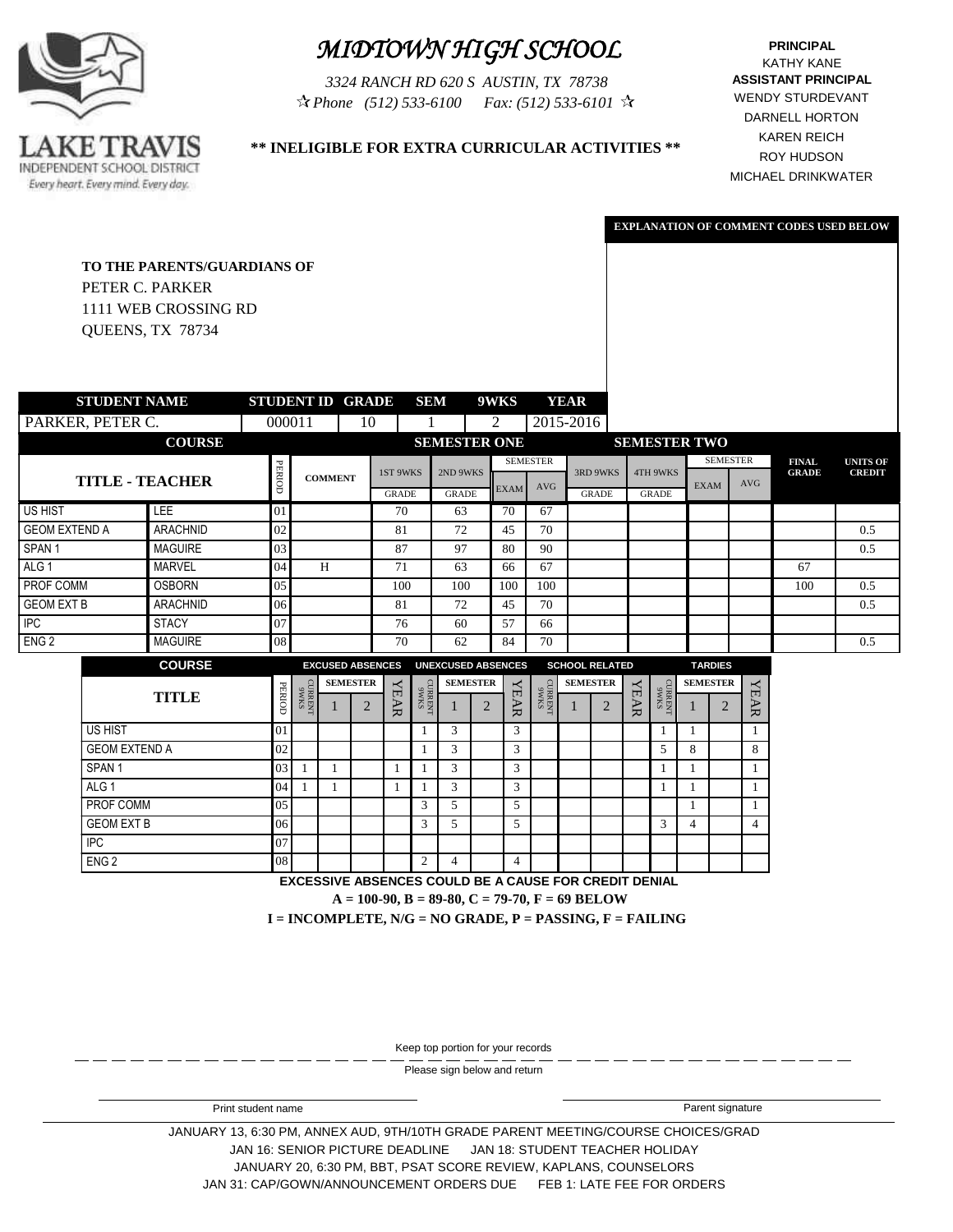LAKE TRAVIS INDEPENDENT SCHOOL DISTRICT
*Every heart. Every mind. Every day.*

# *MIDTOWN HIGH SCHOOL*

*3324 RANCH RD 620 S AUSTIN, TX 78738*
*☆ Phone (512) 533-6100 Fax: (512) 533-6101 ☆*

**PRINCIPAL**
KATHY KANE
**ASSISTANT PRINCIPAL**
WENDY STURDEVANT
DARNELL HORTON
KAREN REICH
ROY HUDSON
MICHAEL DRINKWATER

**\*\* INELIGIBLE FOR EXTRA CURRICULAR ACTIVITIES \*\***

**EXPLANATION OF COMMENT CODES USED BELOW**

**TO THE PARENTS/GUARDIANS OF**
PETER C. PARKER
1111 WEB CROSSING RD
QUEENS, TX 78734

| STUDENT NAME | STUDENT ID | GRADE | SEM | 9WKS | YEAR |
|---|---|---|---|---|---|
| PARKER, PETER C. | 000011 | 10 | 1 | 2 | 2015-2016 |

| COURSE | | | | SEMESTER ONE | | | | SEMESTER TWO | | | | | |
|---|---|---|---|---|---|---|---|---|---|---|---|---|---|
| TITLE | TEACHER | PERIOD | COMMENT | 1ST 9WKS GRADE | 2ND 9WKS GRADE | SEMESTER EXAM | SEMESTER AVG | 3RD 9WKS GRADE | 4TH 9WKS GRADE | SEMESTER EXAM | SEMESTER AVG | FINAL GRADE | UNITS OF CREDIT |
| US HIST | LEE | 01 | | 70 | 63 | 70 | 67 | | | | | | |
| GEOM EXTEND A | ARACHNID | 02 | | 81 | 72 | 45 | 70 | | | | | | 0.5 |
| SPAN 1 | MAGUIRE | 03 | | 87 | 97 | 80 | 90 | | | | | | 0.5 |
| ALG 1 | MARVEL | 04 | H | 71 | 63 | 66 | 67 | | | | | 67 | |
| PROF COMM | OSBORN | 05 | | 100 | 100 | 100 | 100 | | | | | 100 | 0.5 |
| GEOM EXT B | ARACHNID | 06 | | 81 | 72 | 45 | 70 | | | | | | 0.5 |
| IPC | STACY | 07 | | 76 | 60 | 57 | 66 | | | | | | |
| ENG 2 | MAGUIRE | 08 | | 70 | 62 | 84 | 70 | | | | | | 0.5 |

| COURSE | | EXCUSED ABSENCES | | | | UNEXCUSED ABSENCES | | | | SCHOOL RELATED | | | | TARDIES | | | |
|---|---|---|---|---|---|---|---|---|---|---|---|---|---|---|---|---|---|
| TITLE | PERIOD | CURRENT 9WKS | SEMESTER 1 | SEMESTER 2 | YEAR | CURRENT 9WKS | SEMESTER 1 | SEMESTER 2 | YEAR | CURRENT 9WKS | SEMESTER 1 | SEMESTER 2 | YEAR | CURRENT 9WKS | SEMESTER 1 | SEMESTER 2 | YEAR |
| US HIST | 01 | | | | | 1 | 3 | | 3 | | | | | 1 | 1 | | 1 |
| GEOM EXTEND A | 02 | | | | | 1 | 3 | | 3 | | | | | 5 | 8 | | 8 |
| SPAN 1 | 03 | 1 | 1 | | 1 | 1 | 3 | | 3 | | | | | 1 | 1 | | 1 |
| ALG 1 | 04 | 1 | 1 | | 1 | 1 | 3 | | 3 | | | | | 1 | 1 | | 1 |
| PROF COMM | 05 | | | | | 3 | 5 | | 5 | | | | | | 1 | | 1 |
| GEOM EXT B | 06 | | | | | 3 | 5 | | 5 | | | | | 3 | 4 | | 4 |
| IPC | 07 | | | | | | | | | | | | | | | | |
| ENG 2 | 08 | | | | | 2 | 4 | | 4 | | | | | | | | |

**EXCESSIVE ABSENCES COULD BE A CAUSE FOR CREDIT DENIAL**

**A = 100-90, B = 89-80, C = 79-70, F = 69 BELOW**

**I = INCOMPLETE, N/G = NO GRADE, P = PASSING, F = FAILING**

Keep top portion for your records

Please sign below and return

Print student name

Parent signature

JANUARY 13, 6:30 PM, ANNEX AUD, 9TH/10TH GRADE PARENT MEETING/COURSE CHOICES/GRAD

JAN 16: SENIOR PICTURE DEADLINE JAN 18: STUDENT TEACHER HOLIDAY

JANUARY 20, 6:30 PM, BBT, PSAT SCORE REVIEW, KAPLANS, COUNSELORS

JAN 31: CAP/GOWN/ANNOUNCEMENT ORDERS DUE FEB 1: LATE FEE FOR ORDERS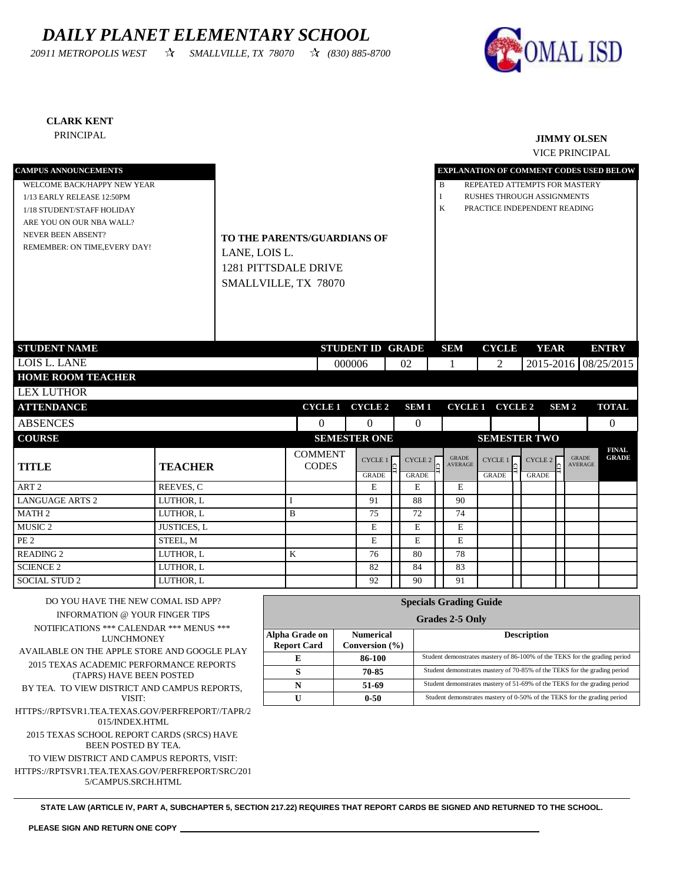# DAILY PLANET ELEMENTARY SCHOOL

*20911 METROPOLIS WEST ☆ SMALLVILLE, TX 78070 ☆ (830) 885-8700*

COMAL ISD

**CLARK KENT**
PRINCIPAL

**JIMMY OLSEN**
VICE PRINCIPAL

**CAMPUS ANNOUNCEMENTS**

WELCOME BACK/HAPPY NEW YEAR
1/13 EARLY RELEASE 12:50PM
1/18 STUDENT/STAFF HOLIDAY
ARE YOU ON OUR NBA WALL?
NEVER BEEN ABSENT?
REMEMBER: ON TIME,EVERY DAY!

**TO THE PARENTS/GUARDIANS OF**
LANE, LOIS L.
1281 PITTSDALE DRIVE
SMALLVILLE, TX 78070

**EXPLANATION OF COMMENT CODES USED BELOW**

| Code | Explanation |
|---|---|
| B | REPEATED ATTEMPTS FOR MASTERY |
| I | RUSHES THROUGH ASSIGNMENTS |
| K | PRACTICE INDEPENDENT READING |

| STUDENT NAME | STUDENT ID | GRADE | SEM | CYCLE | YEAR | ENTRY |
|---|---|---|---|---|---|---|
| LOIS L. LANE | 000006 | 02 | 1 | 2 | 2015-2016 | 08/25/2015 |

**HOME ROOM TEACHER**
LEX LUTHOR

| ATTENDANCE | CYCLE 1 | CYCLE 2 | SEM 1 | CYCLE 1 | CYCLE 2 | SEM 2 | TOTAL |
|---|---|---|---|---|---|---|---|
| ABSENCES | 0 | 0 | 0 | | | | 0 |

| COURSE | | | SEMESTER ONE | | | | | | | | | | |
|---|---|---|---|---|---|---|---|---|---|---|---|---|---|
| TITLE | TEACHER | COMMENT CODES | CYCLE 1 GRADE | CIT | CYCLE 2 GRADE | CIT | GRADE AVERAGE | SEMESTER TWO CYCLE 1 GRADE | CIT | CYCLE 2 GRADE | CIT | GRADE AVERAGE | FINAL GRADE |
| ART 2 | REEVES, C | | E | | E | | E | | | | | | |
| LANGUAGE ARTS 2 | LUTHOR, L | I | 91 | | 88 | | 90 | | | | | | |
| MATH 2 | LUTHOR, L | B | 75 | | 72 | | 74 | | | | | | |
| MUSIC 2 | JUSTICES, L | | E | | E | | E | | | | | | |
| PE 2 | STEEL, M | | E | | E | | E | | | | | | |
| READING 2 | LUTHOR, L | K | 76 | | 80 | | 78 | | | | | | |
| SCIENCE 2 | LUTHOR, L | | 82 | | 84 | | 83 | | | | | | |
| SOCIAL STUD 2 | LUTHOR, L | | 92 | | 90 | | 91 | | | | | | |

DO YOU HAVE THE NEW COMAL ISD APP?
INFORMATION @ YOUR FINGER TIPS
NOTIFICATIONS *** CALENDAR *** MENUS *** LUNCHMONEY
AVAILABLE ON THE APPLE STORE AND GOOGLE PLAY
2015 TEXAS ACADEMIC PERFORMANCE REPORTS (TAPRS) HAVE BEEN POSTED
BY TEA. TO VIEW DISTRICT AND CAMPUS REPORTS, VISIT:
HTTPS://RPTSVR1.TEA.TEXAS.GOV/PERFREPORT//TAPR/2015/INDEX.HTML
2015 TEXAS SCHOOL REPORT CARDS (SRCS) HAVE BEEN POSTED BY TEA.
TO VIEW DISTRICT AND CAMPUS REPORTS, VISIT:
HTTPS://RPTSVR1.TEA.TEXAS.GOV/PERFREPORT/SRC/2015/CAMPUS.SRCH.HTML

**Specials Grading Guide**
**Grades 2-5 Only**

| Alpha Grade on Report Card | Numerical Conversion (%) | Description |
|---|---|---|
| E | 86-100 | Student demonstrates mastery of 86-100% of the TEKS for the grading period |
| S | 70-85 | Student demonstrates mastery of 70-85% of the TEKS for the grading period |
| N | 51-69 | Student demonstrates mastery of 51-69% of the TEKS for the grading period |
| U | 0-50 | Student demonstrates mastery of 0-50% of the TEKS for the grading period |

**STATE LAW (ARTICLE IV, PART A, SUBCHAPTER 5, SECTION 217.22) REQUIRES THAT REPORT CARDS BE SIGNED AND RETURNED TO THE SCHOOL.**

**PLEASE SIGN AND RETURN ONE COPY** ______________________________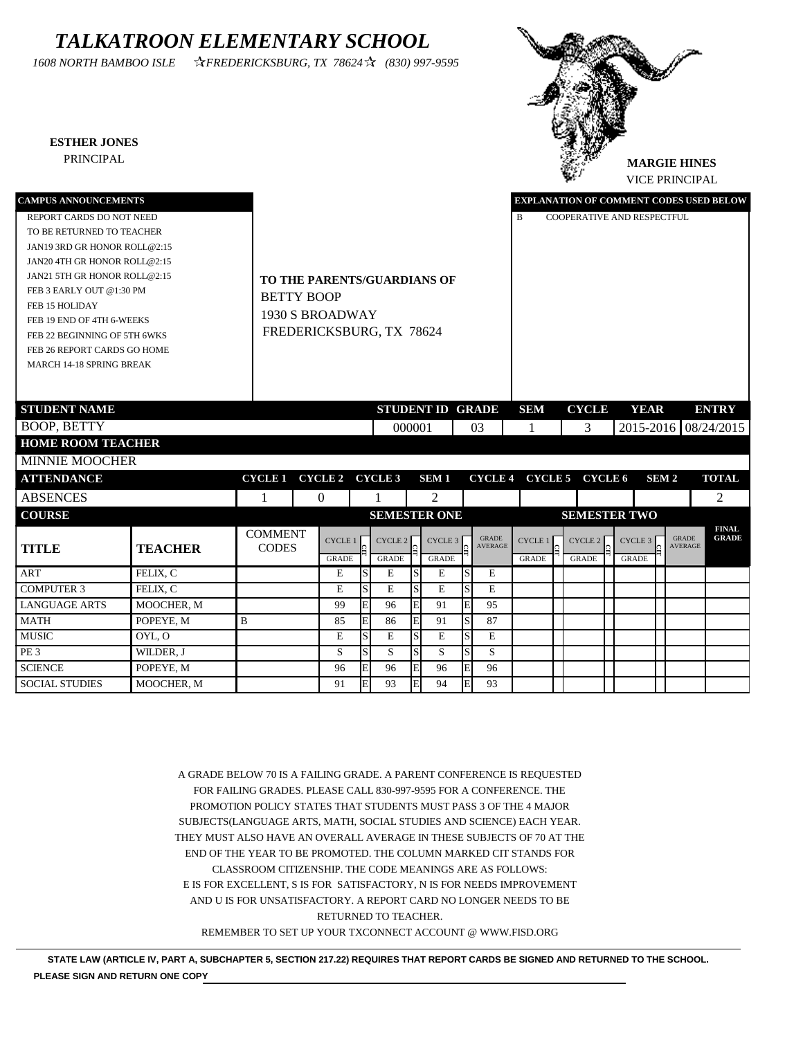# *TALKATROON ELEMENTARY SCHOOL*

*1608 NORTH BAMBOO ISLE ☆FREDERICKSBURG, TX 78624☆ (830) 997-9595*

**ESTHER JONES**
PRINCIPAL

**MARGIE HINES**
VICE PRINCIPAL

**CAMPUS ANNOUNCEMENTS**

REPORT CARDS DO NOT NEED
TO BE RETURNED TO TEACHER
JAN19 3RD GR HONOR ROLL@2:15
JAN20 4TH GR HONOR ROLL@2:15
JAN21 5TH GR HONOR ROLL@2:15
FEB 3 EARLY OUT @1:30 PM
FEB 15 HOLIDAY
FEB 19 END OF 4TH 6-WEEKS
FEB 22 BEGINNING OF 5TH 6WKS
FEB 26 REPORT CARDS GO HOME
MARCH 14-18 SPRING BREAK

**TO THE PARENTS/GUARDIANS OF**
BETTY BOOP
1930 S BROADWAY
FREDERICKSBURG, TX 78624

**EXPLANATION OF COMMENT CODES USED BELOW**

B COOPERATIVE AND RESPECTFUL

| STUDENT NAME | STUDENT ID | GRADE | SEM | CYCLE | YEAR | ENTRY |
|---|---|---|---|---|---|---|
| BOOP, BETTY | 000001 | 03 | 1 | 3 | 2015-2016 | 08/24/2015 |

**HOME ROOM TEACHER**

MINNIE MOOCHER

| ATTENDANCE | CYCLE 1 | CYCLE 2 | CYCLE 3 | SEM 1 | CYCLE 4 | CYCLE 5 | CYCLE 6 | SEM 2 | TOTAL |
|---|---|---|---|---|---|---|---|---|---|
| ABSENCES | 1 | 0 | 1 | 2 | | | | | 2 |

| COURSE | | | SEMESTER ONE | | | | | | | SEMESTER TWO | | | | | | | |
|---|---|---|---|---|---|---|---|---|---|---|---|---|---|---|---|---|---|
| TITLE | TEACHER | COMMENT CODES | CYCLE 1 GRADE | CIT | CYCLE 2 GRADE | CIT | CYCLE 3 GRADE | CIT | GRADE AVERAGE | CYCLE 1 GRADE | CIT | CYCLE 2 GRADE | CIT | CYCLE 3 GRADE | CIT | GRADE AVERAGE | FINAL GRADE |
| ART | FELIX, C | | E | S | E | S | E | S | E | | | | | | | | |
| COMPUTER 3 | FELIX, C | | E | S | E | S | E | S | E | | | | | | | | |
| LANGUAGE ARTS | MOOCHER, M | | 99 | E | 96 | E | 91 | E | 95 | | | | | | | | |
| MATH | POPEYE, M | B | 85 | E | 86 | E | 91 | S | 87 | | | | | | | | |
| MUSIC | OYL, O | | E | S | E | S | E | S | E | | | | | | | | |
| PE 3 | WILDER, J | | S | S | S | S | S | S | S | | | | | | | | |
| SCIENCE | POPEYE, M | | 96 | E | 96 | E | 96 | E | 96 | | | | | | | | |
| SOCIAL STUDIES | MOOCHER, M | | 91 | E | 93 | E | 94 | E | 93 | | | | | | | | |

A GRADE BELOW 70 IS A FAILING GRADE. A PARENT CONFERENCE IS REQUESTED FOR FAILING GRADES. PLEASE CALL 830-997-9595 FOR A CONFERENCE. THE PROMOTION POLICY STATES THAT STUDENTS MUST PASS 3 OF THE 4 MAJOR SUBJECTS(LANGUAGE ARTS, MATH, SOCIAL STUDIES AND SCIENCE) EACH YEAR. THEY MUST ALSO HAVE AN OVERALL AVERAGE IN THESE SUBJECTS OF 70 AT THE END OF THE YEAR TO BE PROMOTED. THE COLUMN MARKED CIT STANDS FOR CLASSROOM CITIZENSHIP. THE CODE MEANINGS ARE AS FOLLOWS:
E IS FOR EXCELLENT, S IS FOR SATISFACTORY, N IS FOR NEEDS IMPROVEMENT AND U IS FOR UNSATISFACTORY. A REPORT CARD NO LONGER NEEDS TO BE RETURNED TO TEACHER.
REMEMBER TO SET UP YOUR TXCONNECT ACCOUNT @ WWW.FISD.ORG

**STATE LAW (ARTICLE IV, PART A, SUBCHAPTER 5, SECTION 217.22) REQUIRES THAT REPORT CARDS BE SIGNED AND RETURNED TO THE SCHOOL.**

**PLEASE SIGN AND RETURN ONE COPY** ____________________________________________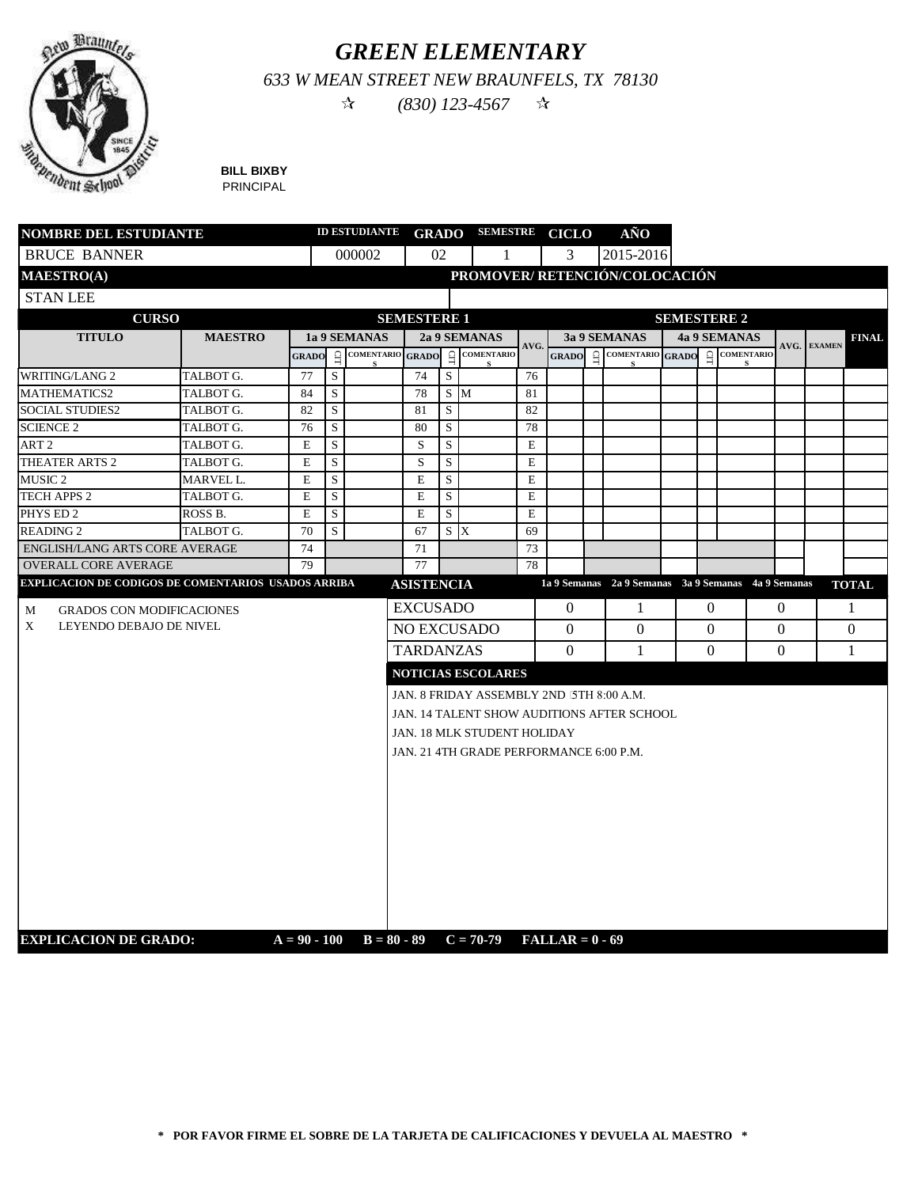# *GREEN ELEMENTARY*

*633 W MEAN STREET NEW BRAUNFELS, TX 78130*

☆ *(830) 123-4567* ☆

**BILL BIXBY**
PRINCIPAL

| NOMBRE DEL ESTUDIANTE | ID ESTUDIANTE | GRADO | SEMESTRE | CICLO | AÑO |
|---|---|---|---|---|---|
| BRUCE BANNER | 000002 | 02 | 1 | 3 | 2015-2016 |

| MAESTRO(A) | PROMOVER/ RETENCIÓN/COLOCACIÓN |
|---|---|
| STAN LEE | |

| CURSO | | SEMESTERE 1 | | | | | | | SEMESTERE 2 | | | | | | | | |
|---|---|---|---|---|---|---|---|---|---|---|---|---|---|---|---|---|---|
| TITULO | MAESTRO | 1a 9 SEMANAS | | | 2a 9 SEMANAS | | | AVG. | 3a 9 SEMANAS | | | 4a 9 SEMANAS | | | AVG. | EXAMEN | FINAL |
| | | GRADO | CIT | COMENTARIOS | GRADO | CIT | COMENTARIOS | | GRADO | CIT | COMENTARIOS | GRADO | CIT | COMENTARIOS | | | |
| WRITING/LANG 2 | TALBOT G. | 77 | S | | 74 | S | | 76 | | | | | | | | | |
| MATHEMATICS2 | TALBOT G. | 84 | S | | 78 | S | M | 81 | | | | | | | | | |
| SOCIAL STUDIES2 | TALBOT G. | 82 | S | | 81 | S | | 82 | | | | | | | | | |
| SCIENCE 2 | TALBOT G. | 76 | S | | 80 | S | | 78 | | | | | | | | | |
| ART 2 | TALBOT G. | E | S | | S | S | | E | | | | | | | | | |
| THEATER ARTS 2 | TALBOT G. | E | S | | S | S | | E | | | | | | | | | |
| MUSIC 2 | MARVEL L. | E | S | | E | S | | E | | | | | | | | | |
| TECH APPS 2 | TALBOT G. | E | S | | E | S | | E | | | | | | | | | |
| PHYS ED 2 | ROSS B. | E | S | | E | S | | E | | | | | | | | | |
| READING 2 | TALBOT G. | 70 | S | | 67 | S | X | 69 | | | | | | | | | |
| ENGLISH/LANG ARTS CORE AVERAGE | | 74 | | | 71 | | | 73 | | | | | | | | | |
| OVERALL CORE AVERAGE | | 79 | | | 77 | | | 78 | | | | | | | | | |

**EXPLICACION DE CODIGOS DE COMENTARIOS USADOS ARRIBA**

- M GRADOS CON MODIFICACIONES
- X LEYENDO DEBAJO DE NIVEL

| ASISTENCIA | 1a 9 Semanas | 2a 9 Semanas | 3a 9 Semanas | 4a 9 Semanas | TOTAL |
|---|---|---|---|---|---|
| EXCUSADO | 0 | 1 | 0 | 0 | 1 |
| NO EXCUSADO | 0 | 0 | 0 | 0 | 0 |
| TARDANZAS | 0 | 1 | 0 | 0 | 1 |

**NOTICIAS ESCOLARES**

JAN. 8 FRIDAY ASSEMBLY 2ND 5TH 8:00 A.M.
JAN. 14 TALENT SHOW AUDITIONS AFTER SCHOOL
JAN. 18 MLK STUDENT HOLIDAY
JAN. 21 4TH GRADE PERFORMANCE 6:00 P.M.

**EXPLICACION DE GRADO:** A = 90 - 100 B = 80 - 89 C = 70-79 FALLAR = 0 - 69

**\* POR FAVOR FIRME EL SOBRE DE LA TARJETA DE CALIFICACIONES Y DEVUELA AL MAESTRO \***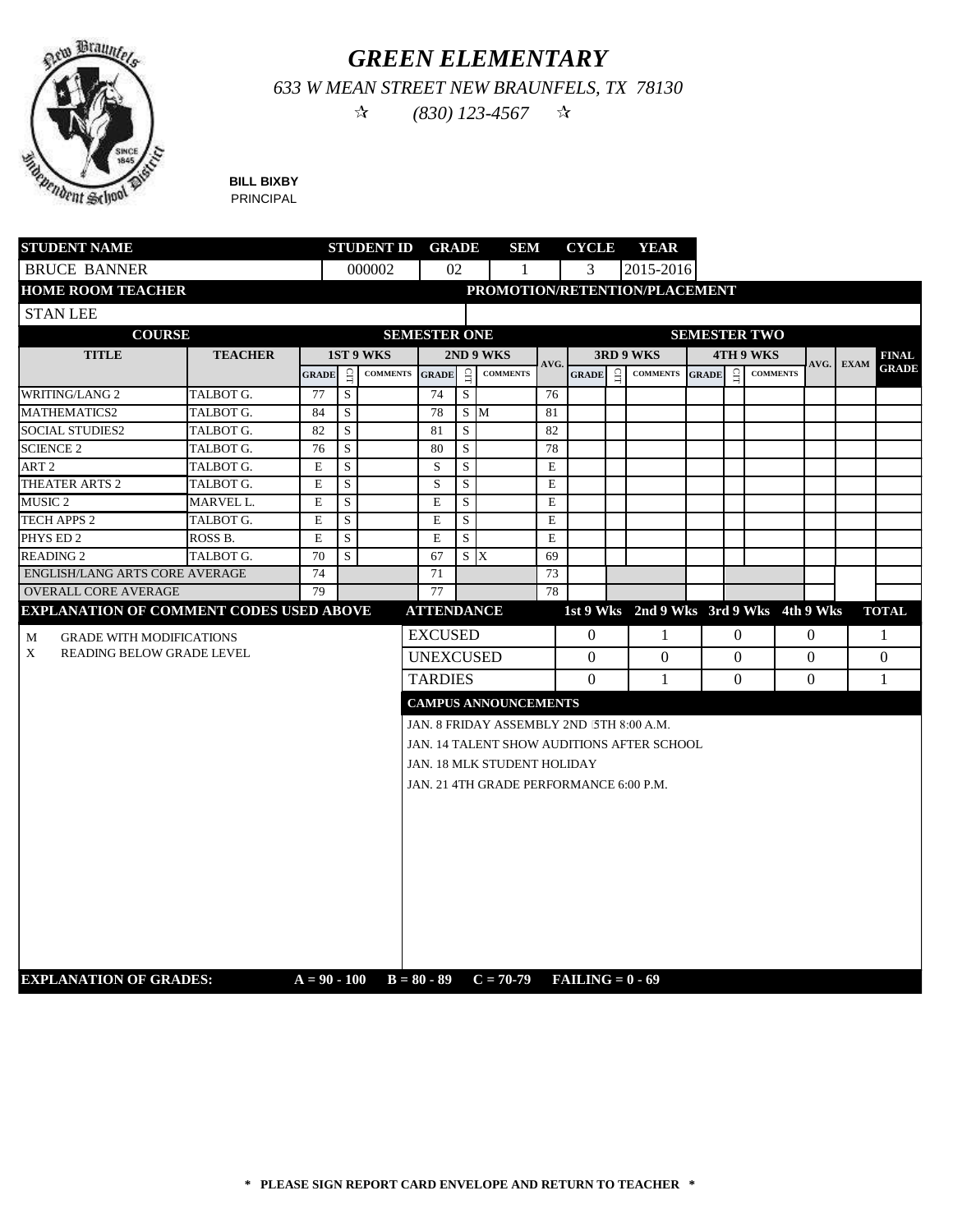# GREEN ELEMENTARY

*633 W MEAN STREET NEW BRAUNFELS, TX 78130*

*☆ (830) 123-4567 ☆*

**BILL BIXBY**
PRINCIPAL

| STUDENT NAME | STUDENT ID | GRADE | SEM | CYCLE | YEAR |
|---|---|---|---|---|---|
| BRUCE BANNER | 000002 | 02 | 1 | 3 | 2015-2016 |

| HOME ROOM TEACHER | PROMOTION/RETENTION/PLACEMENT |
|---|---|
| STAN LEE | |

| COURSE | | SEMESTER ONE | | | | | | | SEMESTER TWO | | | | | | | | | |
|---|---|---|---|---|---|---|---|---|---|---|---|---|---|---|---|---|---|---|
| TITLE | TEACHER | 1ST 9 WKS | | | 2ND 9 WKS | | | AVG. | 3RD 9 WKS | | | 4TH 9 WKS | | | AVG. | EXAM | FINAL GRADE |
| | | GRADE | CIT | COMMENTS | GRADE | CIT | COMMENTS | | GRADE | CIT | COMMENTS | GRADE | CIT | COMMENTS | | | |
| WRITING/LANG 2 | TALBOT G. | 77 | S | | 74 | S | | 76 | | | | | | | | | |
| MATHEMATICS2 | TALBOT G. | 84 | S | | 78 | S | M | 81 | | | | | | | | | |
| SOCIAL STUDIES2 | TALBOT G. | 82 | S | | 81 | S | | 82 | | | | | | | | | |
| SCIENCE 2 | TALBOT G. | 76 | S | | 80 | S | | 78 | | | | | | | | | |
| ART 2 | TALBOT G. | E | S | | S | S | | E | | | | | | | | | |
| THEATER ARTS 2 | TALBOT G. | E | S | | S | S | | E | | | | | | | | | |
| MUSIC 2 | MARVEL L. | E | S | | E | S | | E | | | | | | | | | |
| TECH APPS 2 | TALBOT G. | E | S | | E | S | | E | | | | | | | | | |
| PHYS ED 2 | ROSS B. | E | S | | E | S | | E | | | | | | | | | |
| READING 2 | TALBOT G. | 70 | S | | 67 | S | X | 69 | | | | | | | | | |
| ENGLISH/LANG ARTS CORE AVERAGE | | 74 | | | 71 | | | 73 | | | | | | | | | |
| OVERALL CORE AVERAGE | | 79 | | | 77 | | | 78 | | | | | | | | | |

**EXPLANATION OF COMMENT CODES USED ABOVE**

- M GRADE WITH MODIFICATIONS
- X READING BELOW GRADE LEVEL

| ATTENDANCE | 1st 9 Wks | 2nd 9 Wks | 3rd 9 Wks | 4th 9 Wks | TOTAL |
|---|---|---|---|---|---|
| EXCUSED | 0 | 1 | 0 | 0 | 1 |
| UNEXCUSED | 0 | 0 | 0 | 0 | 0 |
| TARDIES | 0 | 1 | 0 | 0 | 1 |

**CAMPUS ANNOUNCEMENTS**

JAN. 8 FRIDAY ASSEMBLY 2ND 5TH 8:00 A.M.

JAN. 14 TALENT SHOW AUDITIONS AFTER SCHOOL

JAN. 18 MLK STUDENT HOLIDAY

JAN. 21 4TH GRADE PERFORMANCE 6:00 P.M.

**EXPLANATION OF GRADES:** A = 90 - 100 B = 80 - 89 C = 70-79 FAILING = 0 - 69

**\* PLEASE SIGN REPORT CARD ENVELOPE AND RETURN TO TEACHER \***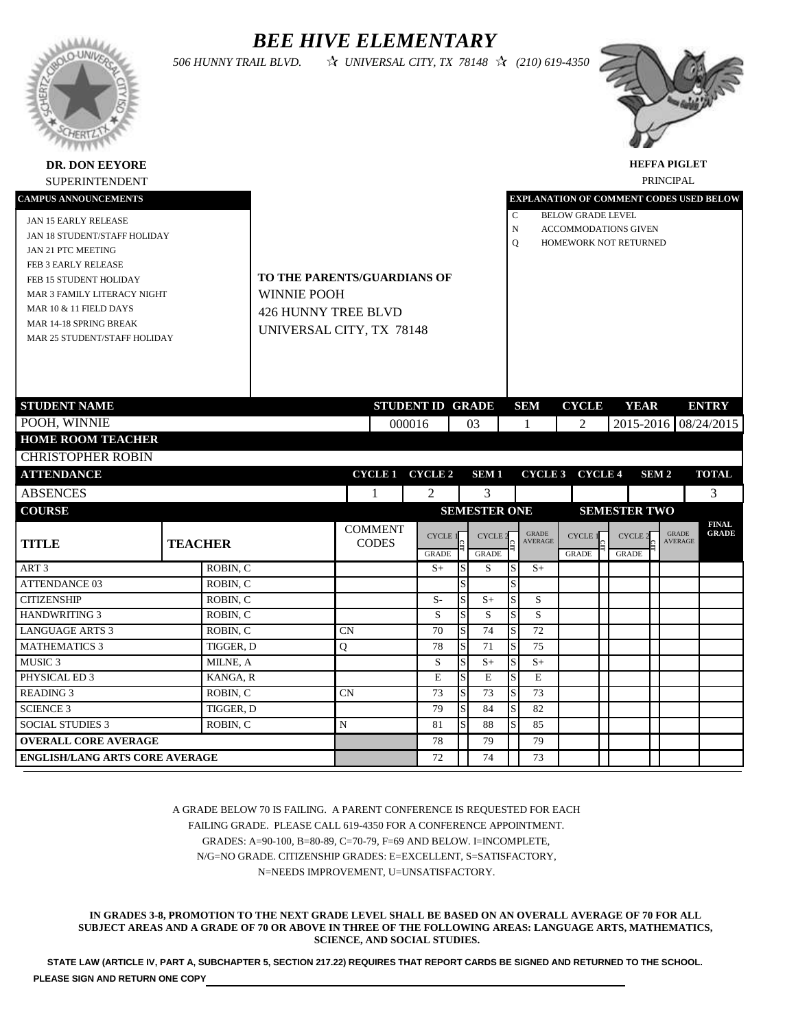# BEE HIVE ELEMENTARY

*506 HUNNY TRAIL BLVD. ☆ UNIVERSAL CITY, TX 78148 ☆ (210) 619-4350*

**DR. DON EEYORE**
SUPERINTENDENT

**HEFFA PIGLET**
PRINCIPAL

**CAMPUS ANNOUNCEMENTS**

- JAN 15 EARLY RELEASE
- JAN 18 STUDENT/STAFF HOLIDAY
- JAN 21 PTC MEETING
- FEB 3 EARLY RELEASE
- FEB 15 STUDENT HOLIDAY
- MAR 3 FAMILY LITERACY NIGHT
- MAR 10 & 11 FIELD DAYS
- MAR 14-18 SPRING BREAK
- MAR 25 STUDENT/STAFF HOLIDAY

**TO THE PARENTS/GUARDIANS OF**
WINNIE POOH
426 HUNNY TREE BLVD
UNIVERSAL CITY, TX 78148

**EXPLANATION OF COMMENT CODES USED BELOW**

- C BELOW GRADE LEVEL
- N ACCOMMODATIONS GIVEN
- Q HOMEWORK NOT RETURNED

| STUDENT NAME | STUDENT ID | GRADE | SEM | CYCLE | YEAR | ENTRY |
|---|---|---|---|---|---|---|
| POOH, WINNIE | 000016 | 03 | 1 | 2 | 2015-2016 | 08/24/2015 |

**HOME ROOM TEACHER**
CHRISTOPHER ROBIN

| ATTENDANCE | CYCLE 1 | CYCLE 2 | SEM 1 | CYCLE 3 | CYCLE 4 | SEM 2 | TOTAL |
|---|---|---|---|---|---|---|---|
| ABSENCES | 1 | 2 | 3 | | | | 3 |

| COURSE | | | SEMESTER ONE | | | | | SEMESTER TWO | | | | | |
|---|---|---|---|---|---|---|---|---|---|---|---|---|---|
| TITLE | TEACHER | COMMENT CODES | CYCLE 1 GRADE | CIT | CYCLE 2 GRADE | CIT | GRADE AVERAGE | CYCLE 1 GRADE | CIT | CYCLE 2 GRADE | CIT | GRADE AVERAGE | FINAL GRADE |
| ART 3 | ROBIN, C | | S+ | S | S | S | S+ | | | | | | |
| ATTENDANCE 03 | ROBIN, C | | | S | | S | | | | | | | |
| CITIZENSHIP | ROBIN, C | | S- | S | S+ | S | S | | | | | | |
| HANDWRITING 3 | ROBIN, C | | S | S | S | S | S | | | | | | |
| LANGUAGE ARTS 3 | ROBIN, C | CN | 70 | S | 74 | S | 72 | | | | | | |
| MATHEMATICS 3 | TIGGER, D | Q | 78 | S | 71 | S | 75 | | | | | | |
| MUSIC 3 | MILNE, A | | S | S | S+ | S | S+ | | | | | | |
| PHYSICAL ED 3 | KANGA, R | | E | S | E | S | E | | | | | | |
| READING 3 | ROBIN, C | CN | 73 | S | 73 | S | 73 | | | | | | |
| SCIENCE 3 | TIGGER, D | | 79 | S | 84 | S | 82 | | | | | | |
| SOCIAL STUDIES 3 | ROBIN, C | N | 81 | S | 88 | S | 85 | | | | | | |
| **OVERALL CORE AVERAGE** | | | 78 | | 79 | | 79 | | | | | | |
| **ENGLISH/LANG ARTS CORE AVERAGE** | | | 72 | | 74 | | 73 | | | | | | |

A GRADE BELOW 70 IS FAILING. A PARENT CONFERENCE IS REQUESTED FOR EACH FAILING GRADE. PLEASE CALL 619-4350 FOR A CONFERENCE APPOINTMENT. GRADES: A=90-100, B=80-89, C=70-79, F=69 AND BELOW. I=INCOMPLETE, N/G=NO GRADE. CITIZENSHIP GRADES: E=EXCELLENT, S=SATISFACTORY, N=NEEDS IMPROVEMENT, U=UNSATISFACTORY.

**IN GRADES 3-8, PROMOTION TO THE NEXT GRADE LEVEL SHALL BE BASED ON AN OVERALL AVERAGE OF 70 FOR ALL SUBJECT AREAS AND A GRADE OF 70 OR ABOVE IN THREE OF THE FOLLOWING AREAS: LANGUAGE ARTS, MATHEMATICS, SCIENCE, AND SOCIAL STUDIES.**

**STATE LAW (ARTICLE IV, PART A, SUBCHAPTER 5, SECTION 217.22) REQUIRES THAT REPORT CARDS BE SIGNED AND RETURNED TO THE SCHOOL.**

**PLEASE SIGN AND RETURN ONE COPY** ______________________________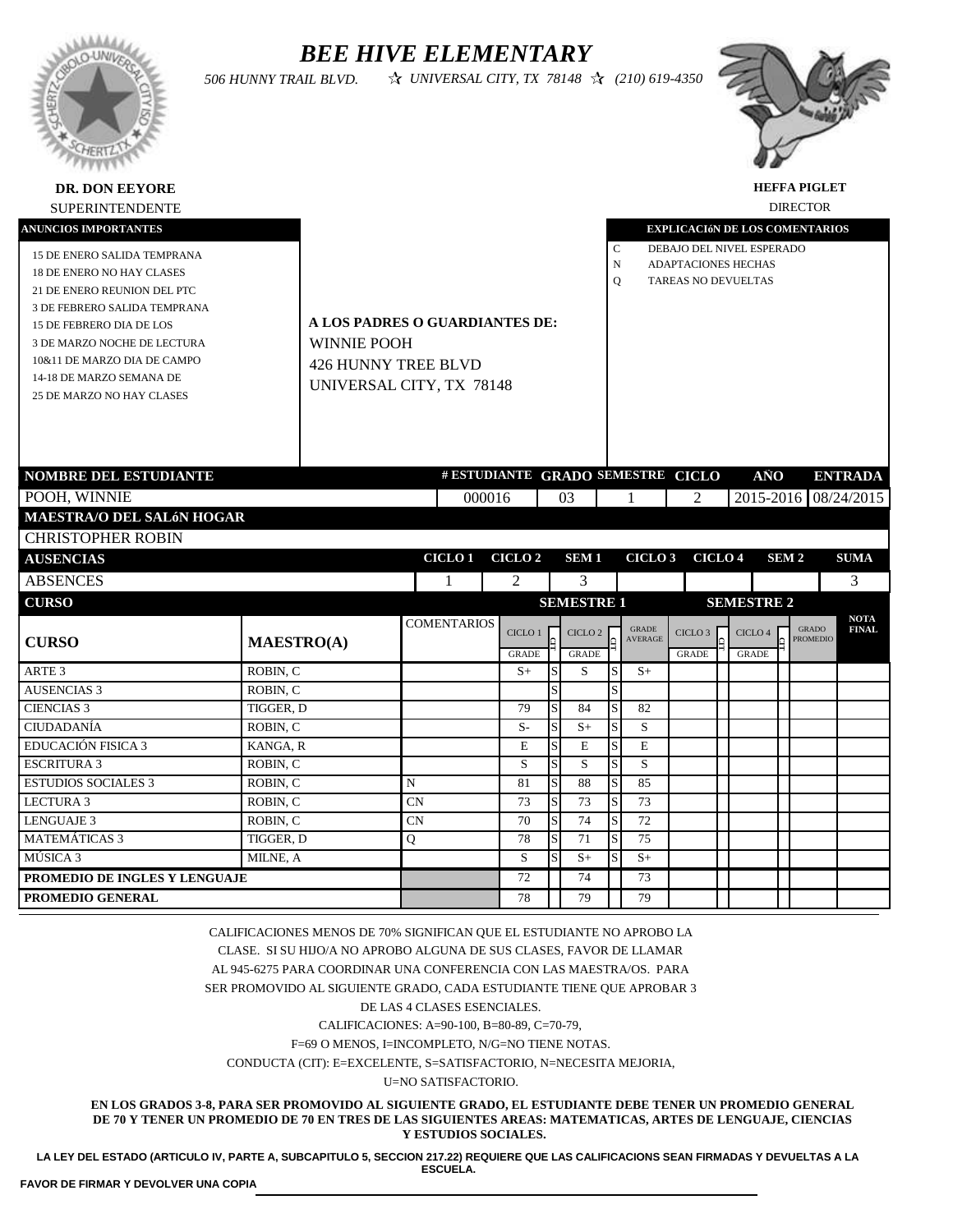# BEE HIVE ELEMENTARY

*506 HUNNY TRAIL BLVD. ☆ UNIVERSAL CITY, TX 78148 ☆ (210) 619-4350*

**DR. DON EEYORE**
SUPERINTENDENTE

**HEFFA PIGLET**
DIRECTOR

**ANUNCIOS IMPORTANTES**

15 DE ENERO SALIDA TEMPRANA
18 DE ENERO NO HAY CLASES
21 DE ENERO REUNION DEL PTC
3 DE FEBRERO SALIDA TEMPRANA
15 DE FEBRERO DIA DE LOS
3 DE MARZO NOCHE DE LECTURA
10&11 DE MARZO DIA DE CAMPO
14-18 DE MARZO SEMANA DE
25 DE MARZO NO HAY CLASES

**A LOS PADRES O GUARDIANTES DE:**
WINNIE POOH
426 HUNNY TREE BLVD
UNIVERSAL CITY, TX 78148

**EXPLICACIóN DE LOS COMENTARIOS**

C DEBAJO DEL NIVEL ESPERADO
N ADAPTACIONES HECHAS
Q TAREAS NO DEVUELTAS

| NOMBRE DEL ESTUDIANTE | # ESTUDIANTE | GRADO | SEMESTRE | CICLO | AÑO | ENTRADA |
|---|---|---|---|---|---|---|
| POOH, WINNIE | 000016 | 03 | 1 | 2 | 2015-2016 | 08/24/2015 |

**MAESTRA/O DEL SALóN HOGAR**
CHRISTOPHER ROBIN

| AUSENCIAS | CICLO 1 | CICLO 2 | SEM 1 | CICLO 3 | CICLO 4 | SEM 2 | SUMA |
|---|---|---|---|---|---|---|---|
| ABSENCES | 1 | 2 | 3 | | | | 3 |

| CURSO | MAESTRO(A) | COMENTARIOS | SEMESTRE 1 | | | | | SEMESTRE 2 | | | | | NOTA FINAL |
|---|---|---|---|---|---|---|---|---|---|---|---|---|---|
| | | | CICLO 1 GRADE | CIT | CICLO 2 GRADE | CIT | GRADE AVERAGE | CICLO 3 GRADE | CIT | CICLO 4 GRADE | CIT | GRADO PROMEDIO | |
| ARTE 3 | ROBIN, C | | S+ | S | S | S | S+ | | | | | | |
| AUSENCIAS 3 | ROBIN, C | | | S | | S | | | | | | | |
| CIENCIAS 3 | TIGGER, D | | 79 | S | 84 | S | 82 | | | | | | |
| CIUDADANÍA | ROBIN, C | | S- | S | S+ | S | S | | | | | | |
| EDUCACIÓN FISICA 3 | KANGA, R | | E | S | E | S | E | | | | | | |
| ESCRITURA 3 | ROBIN, C | | S | S | S | S | S | | | | | | |
| ESTUDIOS SOCIALES 3 | ROBIN, C | N | 81 | S | 88 | S | 85 | | | | | | |
| LECTURA 3 | ROBIN, C | CN | 73 | S | 73 | S | 73 | | | | | | |
| LENGUAJE 3 | ROBIN, C | CN | 70 | S | 74 | S | 72 | | | | | | |
| MATEMÁTICAS 3 | TIGGER, D | Q | 78 | S | 71 | S | 75 | | | | | | |
| MÚSICA 3 | MILNE, A | | S | S | S+ | S | S+ | | | | | | |
| **PROMEDIO DE INGLES Y LENGUAJE** | | | 72 | | 74 | | 73 | | | | | | |
| **PROMEDIO GENERAL** | | | 78 | | 79 | | 79 | | | | | | |

CALIFICACIONES MENOS DE 70% SIGNIFICAN QUE EL ESTUDIANTE NO APROBO LA CLASE. SI SU HIJO/A NO APROBO ALGUNA DE SUS CLASES, FAVOR DE LLAMAR AL 945-6275 PARA COORDINAR UNA CONFERENCIA CON LAS MAESTRA/OS. PARA SER PROMOVIDO AL SIGUIENTE GRADO, CADA ESTUDIANTE TIENE QUE APROBAR 3 DE LAS 4 CLASES ESENCIALES.

CALIFICACIONES: A=90-100, B=80-89, C=70-79,
F=69 O MENOS, I=INCOMPLETO, N/G=NO TIENE NOTAS.
CONDUCTA (CIT): E=EXCELENTE, S=SATISFACTORIO, N=NECESITA MEJORIA,
U=NO SATISFACTORIO.

**EN LOS GRADOS 3-8, PARA SER PROMOVIDO AL SIGUIENTE GRADO, EL ESTUDIANTE DEBE TENER UN PROMEDIO GENERAL DE 70 Y TENER UN PROMEDIO DE 70 EN TRES DE LAS SIGUIENTES AREAS: MATEMATICAS, ARTES DE LENGUAJE, CIENCIAS Y ESTUDIOS SOCIALES.**

**LA LEY DEL ESTADO (ARTICULO IV, PARTE A, SUBCAPITULO 5, SECCION 217.22) REQUIERE QUE LAS CALIFICACIONS SEAN FIRMADAS Y DEVUELTAS A LA ESCUELA.**

**FAVOR DE FIRMAR Y DEVOLVER UNA COPIA** ______________________________